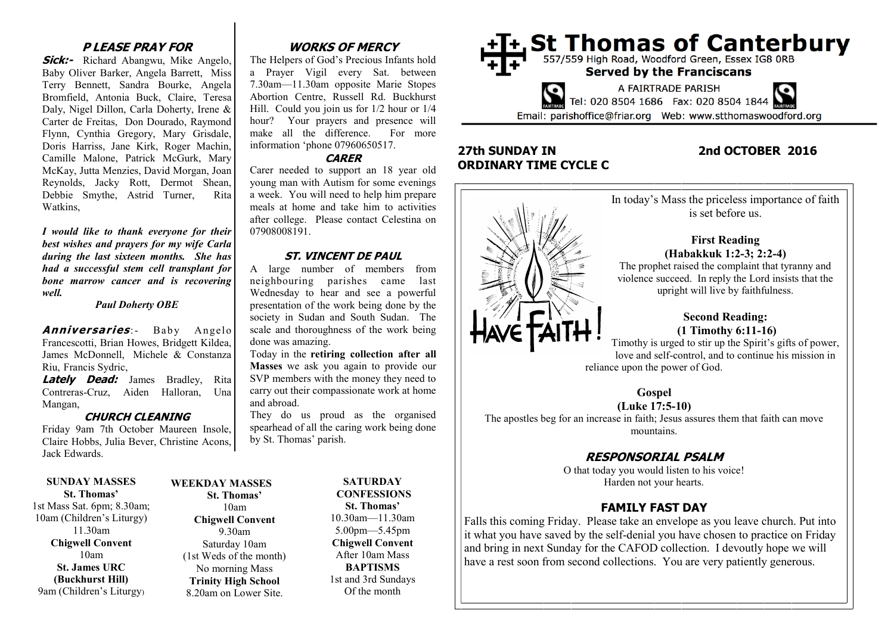# St Thomas of Canterbury

557/559 High Road, Woodford Green, Essex IG8 0RB

**Served by the Franciscans**

A FAIRTRADE PARISH

Tel: 020 8504 1686 Fax: 020 8504 1844

Email: parishoffice@friar.org Web: www.stthomaswoodford.org

## 27th SUNDAY IN ORDINARY TIME CYCLE C — 2nd OCTOBER 2016

In today's Mass the priceless importance of faith is set before us.

HAVE FAITH!

**First Reading**
**(Habakkuk 1:2-3; 2:2-4)**
The prophet raised the complaint that tyranny and violence succeed. In reply the Lord insists that the upright will live by faithfulness.

**Second Reading:**
**(1 Timothy 6:11-16)**
Timothy is urged to stir up the Spirit's gifts of power, love and self-control, and to continue his mission in reliance upon the power of God.

**Gospel**
**(Luke 17:5-10)**
The apostles beg for an increase in faith; Jesus assures them that faith can move mountains.

### RESPONSORIAL PSALM

O that today you would listen to his voice!
Harden not your hearts.

### FAMILY FAST DAY

Falls this coming Friday. Please take an envelope as you leave church. Put into it what you have saved by the self-denial you have chosen to practice on Friday and bring in next Sunday for the CAFOD collection. I devoutly hope we will have a rest soon from second collections. You are very patiently generous.

### PLEASE PRAY FOR

**Sick:-** Richard Abangwu, Mike Angelo, Baby Oliver Barker, Angela Barrett, Miss Terry Bennett, Sandra Bourke, Angela Bromfield, Antonia Buck, Claire, Teresa Daly, Nigel Dillon, Carla Doherty, Irene & Carter de Freitas, Don Dourado, Raymond Flynn, Cynthia Gregory, Mary Grisdale, Doris Harriss, Jane Kirk, Roger Machin, Camille Malone, Patrick McGurk, Mary McKay, Jutta Menzies, David Morgan, Joan Reynolds, Jacky Rott, Dermot Shean, Debbie Smythe, Astrid Turner, Rita Watkins,

***I would like to thank everyone for their best wishes and prayers for my wife Carla during the last sixteen months. She has had a successful stem cell transplant for bone marrow cancer and is recovering well.***

*Paul Doherty OBE*

***Anniversaries:-*** Baby Angelo Francescotti, Brian Howes, Bridgett Kildea, James McDonnell, Michele & Constanza Riu, Francis Sydric,

***Lately Dead:*** James Bradley, Rita Contreras-Cruz, Aiden Halloran, Una Mangan,

### CHURCH CLEANING

Friday 9am 7th October Maureen Insole, Claire Hobbs, Julia Bever, Christine Acons, Jack Edwards.

### WORKS OF MERCY

The Helpers of God's Precious Infants hold a Prayer Vigil every Sat. between 7.30am—11.30am opposite Marie Stopes Abortion Centre, Russell Rd. Buckhurst Hill. Could you join us for 1/2 hour or 1/4 hour? Your prayers and presence will make all the difference. For more information 'phone 07960650517.

### CARER

Carer needed to support an 18 year old young man with Autism for some evenings a week. You will need to help him prepare meals at home and take him to activities after college. Please contact Celestina on 07908008191.

### ST. VINCENT DE PAUL

A large number of members from neighbouring parishes came last Wednesday to hear and see a powerful presentation of the work being done by the society in Sudan and South Sudan. The scale and thoroughness of the work being done was amazing.

Today in the **retiring collection after all Masses** we ask you again to provide our SVP members with the money they need to carry out their compassionate work at home and abroad.

They do us proud as the organised spearhead of all the caring work being done by St. Thomas' parish.

**SUNDAY MASSES**
**St. Thomas'**
1st Mass Sat. 6pm; 8.30am;
10am (Children's Liturgy)
11.30am
**Chigwell Convent**
10am
**St. James URC (Buckhurst Hill)**
9am (Children's Liturgy)

**WEEKDAY MASSES**
**St. Thomas'**
10am
**Chigwell Convent**
9.30am
Saturday 10am
(1st Weds of the month)
No morning Mass
**Trinity High School**
8.20am on Lower Site.

**SATURDAY CONFESSIONS**
**St. Thomas'**
10.30am—11.30am
5.00pm—5.45pm
**Chigwell Convent**
After 10am Mass
**BAPTISMS**
1st and 3rd Sundays
Of the month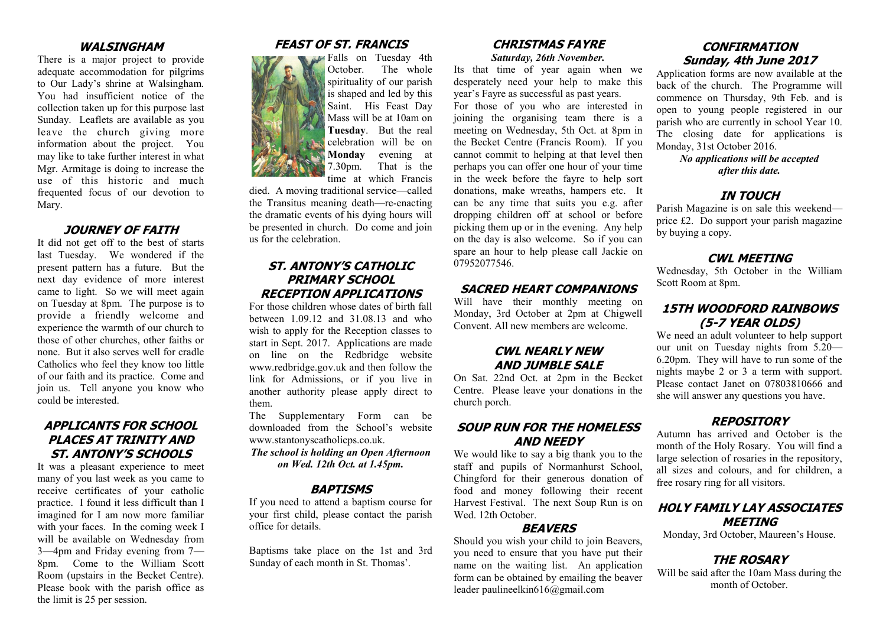## WALSINGHAM

There is a major project to provide adequate accommodation for pilgrims to Our Lady's shrine at Walsingham. You had insufficient notice of the collection taken up for this purpose last Sunday. Leaflets are available as you leave the church giving more information about the project. You may like to take further interest in what Mgr. Armitage is doing to increase the use of this historic and much frequented focus of our devotion to Mary.

## JOURNEY OF FAITH

It did not get off to the best of starts last Tuesday. We wondered if the present pattern has a future. But the next day evidence of more interest came to light. So we will meet again on Tuesday at 8pm. The purpose is to provide a friendly welcome and experience the warmth of our church to those of other churches, other faiths or none. But it also serves well for cradle Catholics who feel they know too little of our faith and its practice. Come and join us. Tell anyone you know who could be interested.

## APPLICANTS FOR SCHOOL PLACES AT TRINITY AND ST. ANTONY'S SCHOOLS

It was a pleasant experience to meet many of you last week as you came to receive certificates of your catholic practice. I found it less difficult than I imagined for I am now more familiar with your faces. In the coming week I will be available on Wednesday from 3—4pm and Friday evening from 7—8pm. Come to the William Scott Room (upstairs in the Becket Centre). Please book with the parish office as the limit is 25 per session.

## FEAST OF ST. FRANCIS

Falls on Tuesday 4th October. The whole spirituality of our parish is shaped and led by this Saint. His Feast Day Mass will be at 10am on **Tuesday**. But the real celebration will be on **Monday** evening at 7.30pm. That is the time at which Francis died. A moving traditional service—called the Transitus meaning death—re-enacting the dramatic events of his dying hours will be presented in church. Do come and join us for the celebration.

## ST. ANTONY'S CATHOLIC PRIMARY SCHOOL RECEPTION APPLICATIONS

For those children whose dates of birth fall between 1.09.12 and 31.08.13 and who wish to apply for the Reception classes to start in Sept. 2017. Applications are made on line on the Redbridge website www.redbridge.gov.uk and then follow the link for Admissions, or if you live in another authority please apply direct to them.

The Supplementary Form can be downloaded from the School's website www.stantonyscatholicps.co.uk.

***The school is holding an Open Afternoon on Wed. 12th Oct. at 1.45pm.***

## BAPTISMS

If you need to attend a baptism course for your first child, please contact the parish office for details.

Baptisms take place on the 1st and 3rd Sunday of each month in St. Thomas'.

## CHRISTMAS FAYRE

***Saturday, 26th November.***

Its that time of year again when we desperately need your help to make this year's Fayre as successful as past years.

For those of you who are interested in joining the organising team there is a meeting on Wednesday, 5th Oct. at 8pm in the Becket Centre (Francis Room). If you cannot commit to helping at that level then perhaps you can offer one hour of your time in the week before the fayre to help sort donations, make wreaths, hampers etc. It can be any time that suits you e.g. after dropping children off at school or before picking them up or in the evening. Any help on the day is also welcome. So if you can spare an hour to help please call Jackie on 07952077546.

## SACRED HEART COMPANIONS

Will have their monthly meeting on Monday, 3rd October at 2pm at Chigwell Convent. All new members are welcome.

## CWL NEARLY NEW AND JUMBLE SALE

On Sat. 22nd Oct. at 2pm in the Becket Centre. Please leave your donations in the church porch.

## SOUP RUN FOR THE HOMELESS AND NEEDY

We would like to say a big thank you to the staff and pupils of Normanhurst School, Chingford for their generous donation of food and money following their recent Harvest Festival. The next Soup Run is on Wed. 12th October.

## BEAVERS

Should you wish your child to join Beavers, you need to ensure that you have put their name on the waiting list. An application form can be obtained by emailing the beaver leader paulineelkin616@gmail.com

## CONFIRMATION Sunday, 4th June 2017

Application forms are now available at the back of the church. The Programme will commence on Thursday, 9th Feb. and is open to young people registered in our parish who are currently in school Year 10. The closing date for applications is Monday, 31st October 2016.

***No applications will be accepted after this date.***

## IN TOUCH

Parish Magazine is on sale this weekend—price £2. Do support your parish magazine by buying a copy.

## CWL MEETING

Wednesday, 5th October in the William Scott Room at 8pm.

## 15TH WOODFORD RAINBOWS (5-7 YEAR OLDS)

We need an adult volunteer to help support our unit on Tuesday nights from 5.20—6.20pm. They will have to run some of the nights maybe 2 or 3 a term with support. Please contact Janet on 07803810666 and she will answer any questions you have.

## REPOSITORY

Autumn has arrived and October is the month of the Holy Rosary. You will find a large selection of rosaries in the repository, all sizes and colours, and for children, a free rosary ring for all visitors.

## HOLY FAMILY LAY ASSOCIATES MEETING

Monday, 3rd October, Maureen's House.

## THE ROSARY

Will be said after the 10am Mass during the month of October.